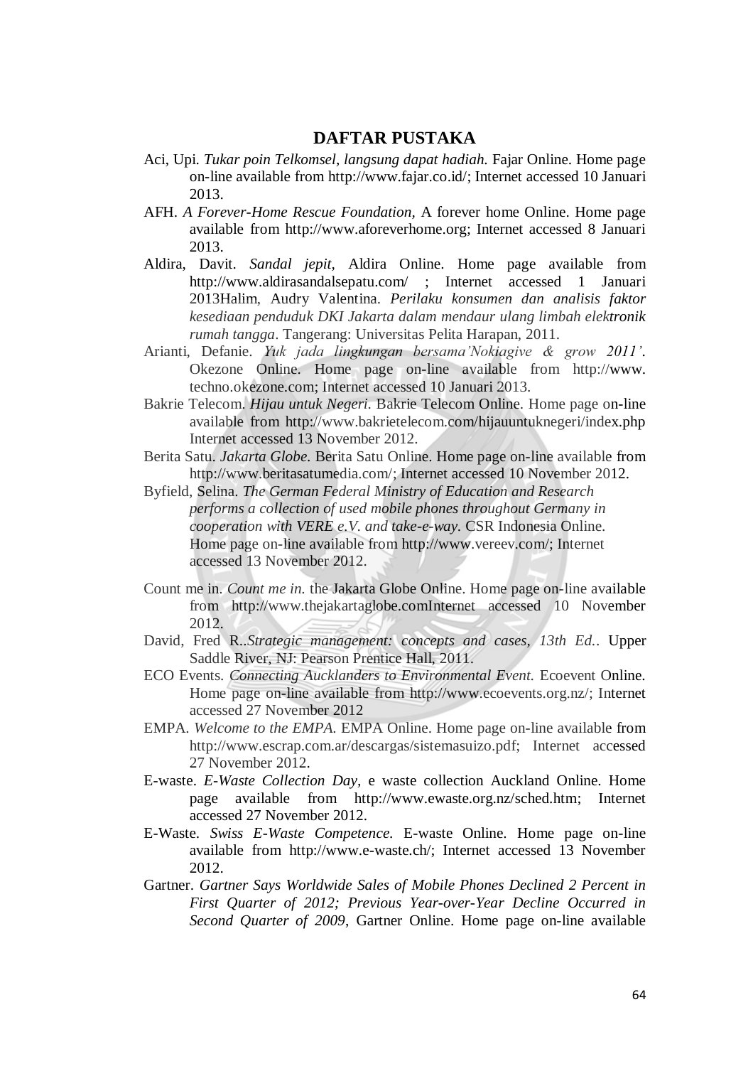# DAFTAR PUSTAKA

Aci, Upi. *Tukar poin Telkomsel, langsung dapat hadiah.* Fajar Online. Home page on-line available from http://www.fajar.co.id/; Internet accessed 10 Januari 2013.

AFH. *A Forever-Home Rescue Foundation,* A forever home Online. Home page available from http://www.aforeverhome.org; Internet accessed 8 Januari 2013.

Aldira, Davit. *Sandal jepit,* Aldira Online. Home page available from http://www.aldirasandalsepatu.com/ ; Internet accessed 1 Januari 2013Halim, Audry Valentina. *Perilaku konsumen dan analisis faktor kesediaan penduduk DKI Jakarta dalam mendaur ulang limbah elektronik rumah tangga*. Tangerang: Universitas Pelita Harapan, 2011.

Arianti, Defanie. *Yuk jada lingkungan bersama'Nokiagive & grow 2011'.* Okezone Online. Home page on-line available from http://www. techno.okezone.com; Internet accessed 10 Januari 2013.

Bakrie Telecom. *Hijau untuk Negeri.* Bakrie Telecom Online. Home page on-line available from http://www.bakrietelecom.com/hijauuntuknegeri/index.php Internet accessed 13 November 2012.

Berita Satu. *Jakarta Globe.* Berita Satu Online. Home page on-line available from http://www.beritasatumedia.com/; Internet accessed 10 November 2012.

Byfield, Selina. *The German Federal Ministry of Education and Research performs a collection of used mobile phones throughout Germany in cooperation with VERE e.V. and take-e-way.* CSR Indonesia Online. Home page on-line available from http://www.vereev.com/; Internet accessed 13 November 2012.

Count me in. *Count me in.* the Jakarta Globe Online. Home page on-line available from http://www.thejakartaglobe.comInternet accessed 10 November 2012.

David, Fred R..*Strategic management: concepts and cases, 13th Ed.*. Upper Saddle River, NJ: Pearson Prentice Hall, 2011.

ECO Events. *Connecting Aucklanders to Environmental Event.* Ecoevent Online. Home page on-line available from http://www.ecoevents.org.nz/; Internet accessed 27 November 2012

EMPA. *Welcome to the EMPA.* EMPA Online. Home page on-line available from http://www.escrap.com.ar/descargas/sistemasuizo.pdf; Internet accessed 27 November 2012.

E-waste. *E-Waste Collection Day,* e waste collection Auckland Online. Home page available from http://www.ewaste.org.nz/sched.htm; Internet accessed 27 November 2012.

E-Waste. *Swiss E-Waste Competence.* E-waste Online. Home page on-line available from http://www.e-waste.ch/; Internet accessed 13 November 2012.

Gartner. *Gartner Says Worldwide Sales of Mobile Phones Declined 2 Percent in First Quarter of 2012; Previous Year-over-Year Decline Occurred in Second Quarter of 2009,* Gartner Online. Home page on-line available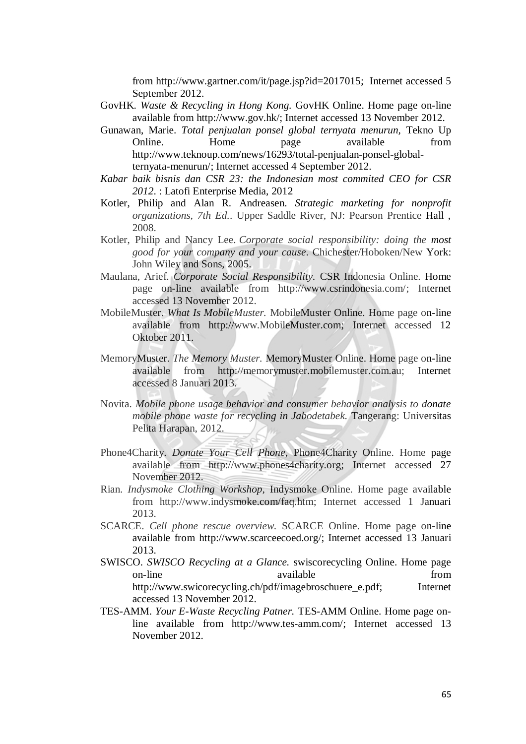from http://www.gartner.com/it/page.jsp?id=2017015; Internet accessed 5 September 2012.

GovHK. *Waste & Recycling in Hong Kong.* GovHK Online. Home page on-line available from http://www.gov.hk/; Internet accessed 13 November 2012.

Gunawan, Marie. *Total penjualan ponsel global ternyata menurun,* Tekno Up Online. Home page available from http://www.teknoup.com/news/16293/total-penjualan-ponsel-global-ternyata-menurun/; Internet accessed 4 September 2012.

*Kabar baik bisnis dan CSR 23: the Indonesian most commited CEO for CSR 2012.* : Latofi Enterprise Media, 2012

Kotler, Philip and Alan R. Andreasen. *Strategic marketing for nonprofit organizations, 7th Ed..* Upper Saddle River, NJ: Pearson Prentice Hall , 2008.

Kotler, Philip and Nancy Lee. *Corporate social responsibility: doing the most good for your company and your cause.* Chichester/Hoboken/New York: John Wiley and Sons, 2005.

Maulana, Arief. *Corporate Social Responsibility.* CSR Indonesia Online. Home page on-line available from http://www.csrindonesia.com/; Internet accessed 13 November 2012.

MobileMuster. *What Is MobileMuster.* MobileMuster Online. Home page on-line available from http://www.MobileMuster.com; Internet accessed 12 Oktober 2011.

MemoryMuster. *The Memory Muster.* MemoryMuster Online. Home page on-line available from http://memorymuster.mobilemuster.com.au; Internet accessed 8 Januari 2013.

Novita. *Mobile phone usage behavior and consumer behavior analysis to donate mobile phone waste for recycling in Jabodetabek.* Tangerang: Universitas Pelita Harapan, 2012.

Phone4Charity. *Donate Your Cell Phone,* Phone4Charity Online. Home page available from http://www.phones4charity.org; Internet accessed 27 November 2012.

Rian. *Indysmoke Clothing Workshop,* Indysmoke Online. Home page available from http://www.indysmoke.com/faq.htm; Internet accessed 1 Januari 2013.

SCARCE. *Cell phone rescue overview.* SCARCE Online. Home page on-line available from http://www.scarceecoed.org/; Internet accessed 13 Januari 2013.

SWISCO. *SWISCO Recycling at a Glance.* swiscorecycling Online. Home page on-line available from http://www.swicorecycling.ch/pdf/imagebroschuere_e.pdf; Internet accessed 13 November 2012.

TES-AMM. *Your E-Waste Recycling Patner.* TES-AMM Online. Home page on-line available from http://www.tes-amm.com/; Internet accessed 13 November 2012.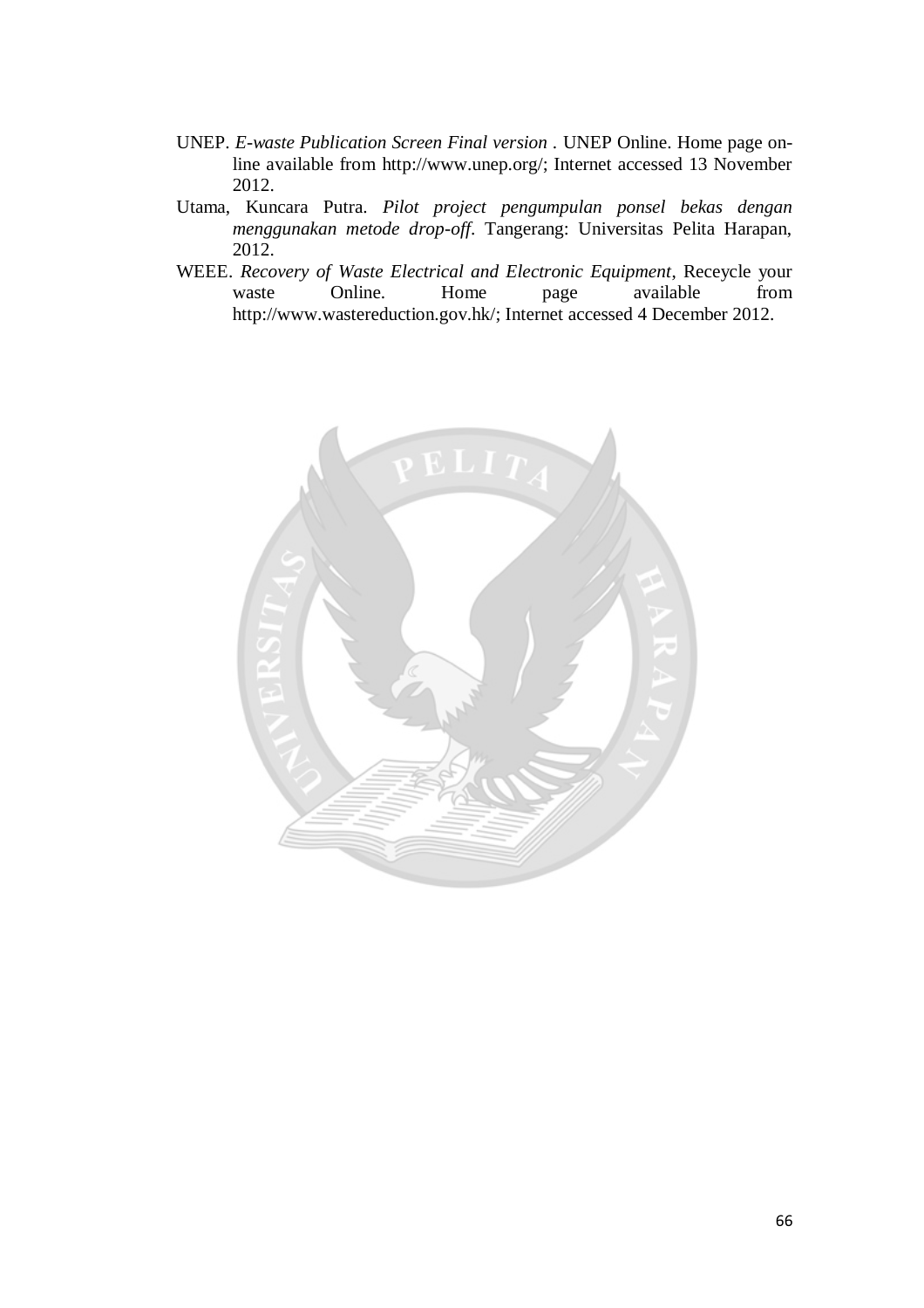UNEP. *E-waste Publication Screen Final version* . UNEP Online. Home page on-line available from http://www.unep.org/; Internet accessed 13 November 2012.

Utama, Kuncara Putra. *Pilot project pengumpulan ponsel bekas dengan menggunakan metode drop-off*. Tangerang: Universitas Pelita Harapan, 2012.

WEEE. *Recovery of Waste Electrical and Electronic Equipment*, Receycle your waste Online. Home page available from http://www.wastereduction.gov.hk/; Internet accessed 4 December 2012.